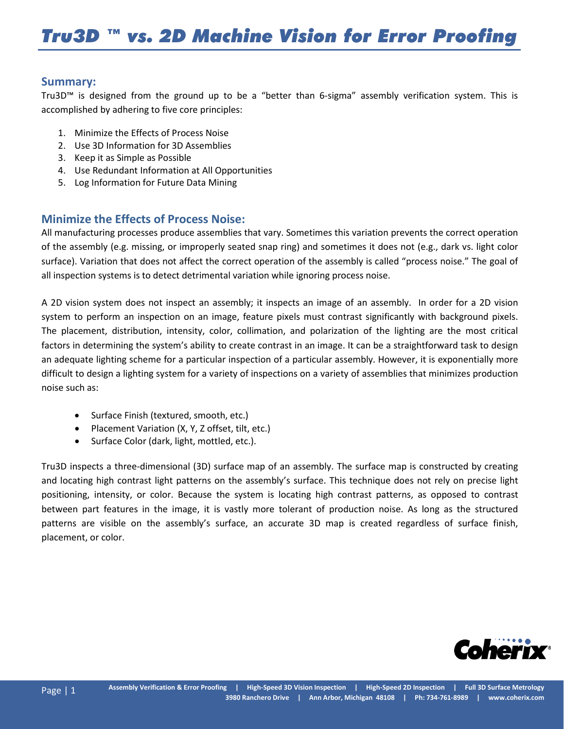# Tru3D ™ vs. 2D Machine Vision for Error Proofing

## Summary:

Tru3D™ is designed from the ground up to be a "better than 6-sigma" assembly verification system. This is accomplished by adhering to five core principles:

1. Minimize the Effects of Process Noise
2. Use 3D Information for 3D Assemblies
3. Keep it as Simple as Possible
4. Use Redundant Information at All Opportunities
5. Log Information for Future Data Mining

## Minimize the Effects of Process Noise:

All manufacturing processes produce assemblies that vary. Sometimes this variation prevents the correct operation of the assembly (e.g. missing, or improperly seated snap ring) and sometimes it does not (e.g., dark vs. light color surface). Variation that does not affect the correct operation of the assembly is called "process noise." The goal of all inspection systems is to detect detrimental variation while ignoring process noise.

A 2D vision system does not inspect an assembly; it inspects an image of an assembly. In order for a 2D vision system to perform an inspection on an image, feature pixels must contrast significantly with background pixels. The placement, distribution, intensity, color, collimation, and polarization of the lighting are the most critical factors in determining the system's ability to create contrast in an image. It can be a straightforward task to design an adequate lighting scheme for a particular inspection of a particular assembly. However, it is exponentially more difficult to design a lighting system for a variety of inspections on a variety of assemblies that minimizes production noise such as:

- Surface Finish (textured, smooth, etc.)
- Placement Variation (X, Y, Z offset, tilt, etc.)
- Surface Color (dark, light, mottled, etc.).

Tru3D inspects a three-dimensional (3D) surface map of an assembly. The surface map is constructed by creating and locating high contrast light patterns on the assembly's surface. This technique does not rely on precise light positioning, intensity, or color. Because the system is locating high contrast patterns, as opposed to contrast between part features in the image, it is vastly more tolerant of production noise. As long as the structured patterns are visible on the assembly's surface, an accurate 3D map is created regardless of surface finish, placement, or color.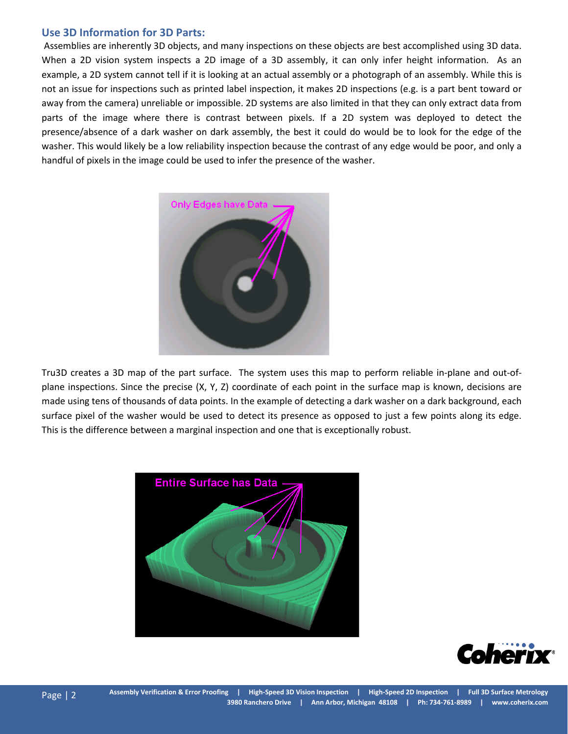## Use 3D Information for 3D Parts:

Assemblies are inherently 3D objects, and many inspections on these objects are best accomplished using 3D data. When a 2D vision system inspects a 2D image of a 3D assembly, it can only infer height information. As an example, a 2D system cannot tell if it is looking at an actual assembly or a photograph of an assembly. While this is not an issue for inspections such as printed label inspection, it makes 2D inspections (e.g. is a part bent toward or away from the camera) unreliable or impossible. 2D systems are also limited in that they can only extract data from parts of the image where there is contrast between pixels. If a 2D system was deployed to detect the presence/absence of a dark washer on dark assembly, the best it could do would be to look for the edge of the washer. This would likely be a low reliability inspection because the contrast of any edge would be poor, and only a handful of pixels in the image could be used to infer the presence of the washer.

Tru3D creates a 3D map of the part surface. The system uses this map to perform reliable in-plane and out-of-plane inspections. Since the precise (X, Y, Z) coordinate of each point in the surface map is known, decisions are made using tens of thousands of data points. In the example of detecting a dark washer on a dark background, each surface pixel of the washer would be used to detect its presence as opposed to just a few points along its edge. This is the difference between a marginal inspection and one that is exceptionally robust.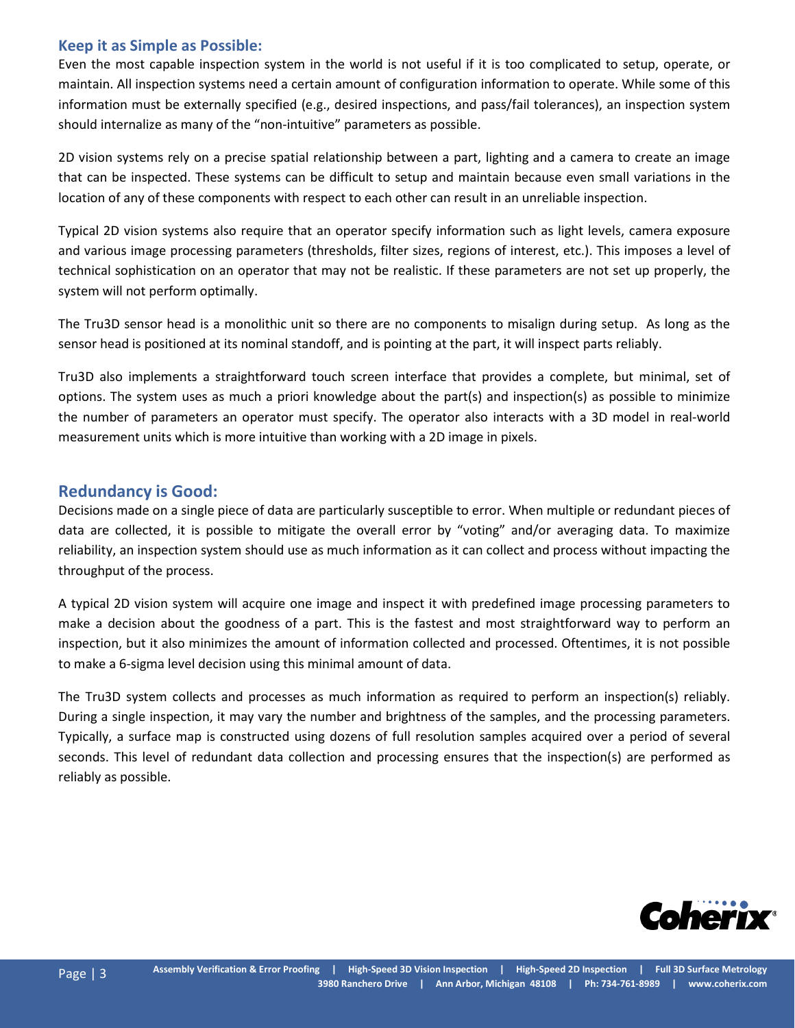## Keep it as Simple as Possible:

Even the most capable inspection system in the world is not useful if it is too complicated to setup, operate, or maintain. All inspection systems need a certain amount of configuration information to operate. While some of this information must be externally specified (e.g., desired inspections, and pass/fail tolerances), an inspection system should internalize as many of the "non-intuitive" parameters as possible.

2D vision systems rely on a precise spatial relationship between a part, lighting and a camera to create an image that can be inspected. These systems can be difficult to setup and maintain because even small variations in the location of any of these components with respect to each other can result in an unreliable inspection.

Typical 2D vision systems also require that an operator specify information such as light levels, camera exposure and various image processing parameters (thresholds, filter sizes, regions of interest, etc.). This imposes a level of technical sophistication on an operator that may not be realistic. If these parameters are not set up properly, the system will not perform optimally.

The Tru3D sensor head is a monolithic unit so there are no components to misalign during setup. As long as the sensor head is positioned at its nominal standoff, and is pointing at the part, it will inspect parts reliably.

Tru3D also implements a straightforward touch screen interface that provides a complete, but minimal, set of options. The system uses as much a priori knowledge about the part(s) and inspection(s) as possible to minimize the number of parameters an operator must specify. The operator also interacts with a 3D model in real-world measurement units which is more intuitive than working with a 2D image in pixels.

## Redundancy is Good:

Decisions made on a single piece of data are particularly susceptible to error. When multiple or redundant pieces of data are collected, it is possible to mitigate the overall error by "voting" and/or averaging data. To maximize reliability, an inspection system should use as much information as it can collect and process without impacting the throughput of the process.

A typical 2D vision system will acquire one image and inspect it with predefined image processing parameters to make a decision about the goodness of a part. This is the fastest and most straightforward way to perform an inspection, but it also minimizes the amount of information collected and processed. Oftentimes, it is not possible to make a 6-sigma level decision using this minimal amount of data.

The Tru3D system collects and processes as much information as required to perform an inspection(s) reliably. During a single inspection, it may vary the number and brightness of the samples, and the processing parameters. Typically, a surface map is constructed using dozens of full resolution samples acquired over a period of several seconds. This level of redundant data collection and processing ensures that the inspection(s) are performed as reliably as possible.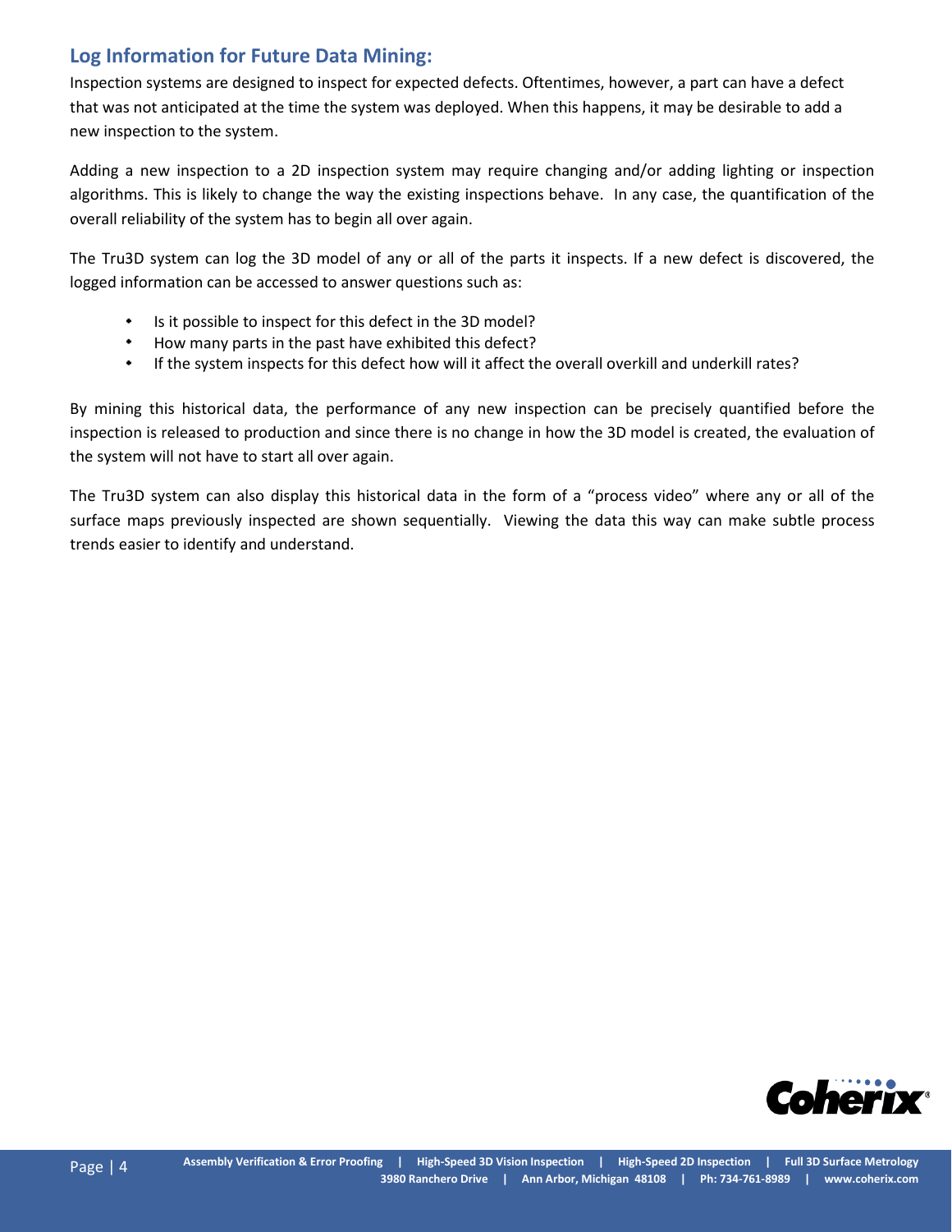## Log Information for Future Data Mining:

Inspection systems are designed to inspect for expected defects. Oftentimes, however, a part can have a defect that was not anticipated at the time the system was deployed. When this happens, it may be desirable to add a new inspection to the system.

Adding a new inspection to a 2D inspection system may require changing and/or adding lighting or inspection algorithms. This is likely to change the way the existing inspections behave. In any case, the quantification of the overall reliability of the system has to begin all over again.

The Tru3D system can log the 3D model of any or all of the parts it inspects. If a new defect is discovered, the logged information can be accessed to answer questions such as:

- Is it possible to inspect for this defect in the 3D model?
- How many parts in the past have exhibited this defect?
- If the system inspects for this defect how will it affect the overall overkill and underkill rates?

By mining this historical data, the performance of any new inspection can be precisely quantified before the inspection is released to production and since there is no change in how the 3D model is created, the evaluation of the system will not have to start all over again.

The Tru3D system can also display this historical data in the form of a "process video" where any or all of the surface maps previously inspected are shown sequentially. Viewing the data this way can make subtle process trends easier to identify and understand.